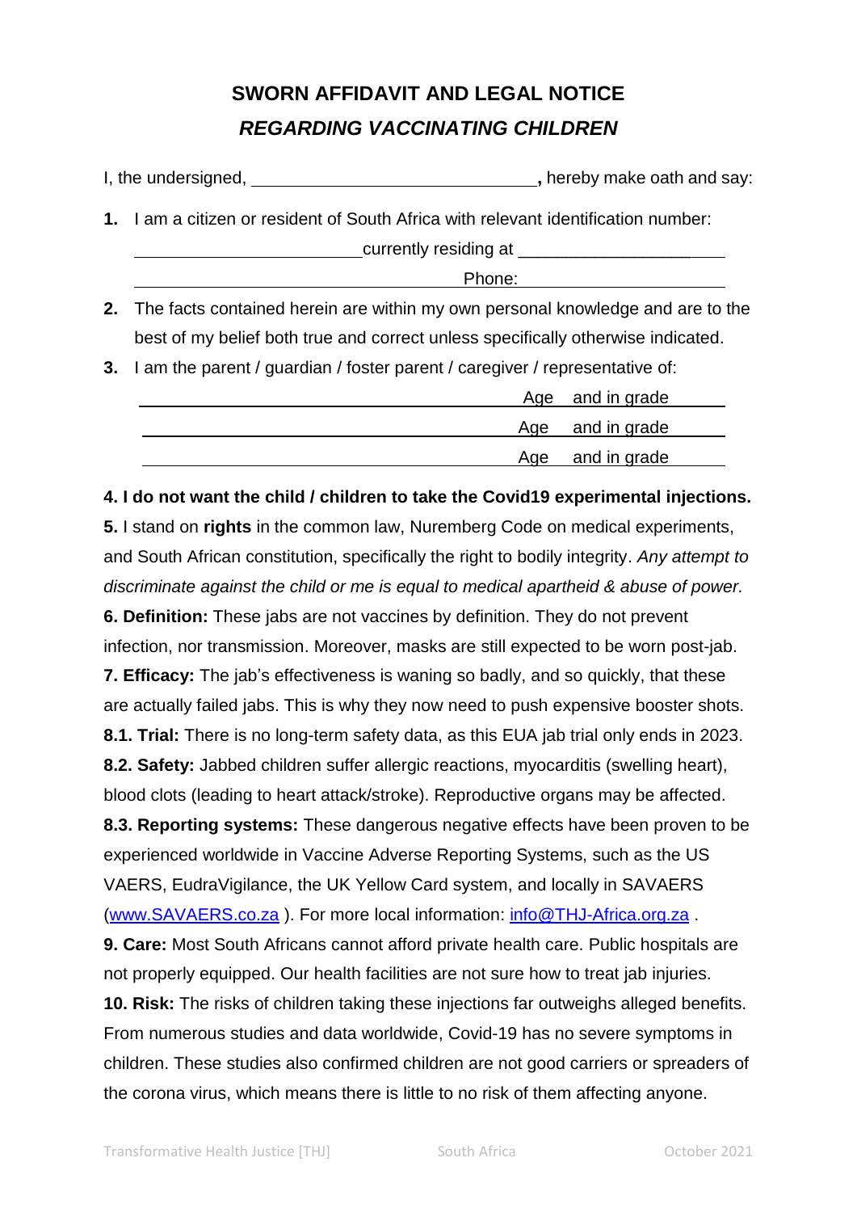# SWORN AFFIDAVIT AND LEGAL NOTICE

## *REGARDING VACCINATING CHILDREN*

I, the undersigned, ______________________________**,** hereby make oath and say:

1. I am a citizen or resident of South Africa with relevant identification number: ________________________ currently residing at ______________________ ________________________________ Phone: ______________________

2. The facts contained herein are within my own personal knowledge and are to the best of my belief both true and correct unless specifically otherwise indicated.

3. I am the parent / guardian / foster parent / caregiver / representative of:

   ________________________________________ Age ___ and in grade ______

   ________________________________________ Age ___ and in grade ______

   ________________________________________ Age ___ and in grade ______

**4. I do not want the child / children to take the Covid19 experimental injections.**

**5.** I stand on **rights** in the common law, Nuremberg Code on medical experiments, and South African constitution, specifically the right to bodily integrity. *Any attempt to discriminate against the child or me is equal to medical apartheid & abuse of power.*

**6. Definition:** These jabs are not vaccines by definition. They do not prevent infection, nor transmission. Moreover, masks are still expected to be worn post-jab.

**7. Efficacy:** The jab's effectiveness is waning so badly, and so quickly, that these are actually failed jabs. This is why they now need to push expensive booster shots.

**8.1. Trial:** There is no long-term safety data, as this EUA jab trial only ends in 2023.

**8.2. Safety:** Jabbed children suffer allergic reactions, myocarditis (swelling heart), blood clots (leading to heart attack/stroke). Reproductive organs may be affected.

**8.3. Reporting systems:** These dangerous negative effects have been proven to be experienced worldwide in Vaccine Adverse Reporting Systems, such as the US VAERS, EudraVigilance, the UK Yellow Card system, and locally in SAVAERS (www.SAVAERS.co.za ). For more local information: info@THJ-Africa.org.za .

**9. Care:** Most South Africans cannot afford private health care. Public hospitals are not properly equipped. Our health facilities are not sure how to treat jab injuries.

**10. Risk:** The risks of children taking these injections far outweighs alleged benefits. From numerous studies and data worldwide, Covid-19 has no severe symptoms in children. These studies also confirmed children are not good carriers or spreaders of the corona virus, which means there is little to no risk of them affecting anyone.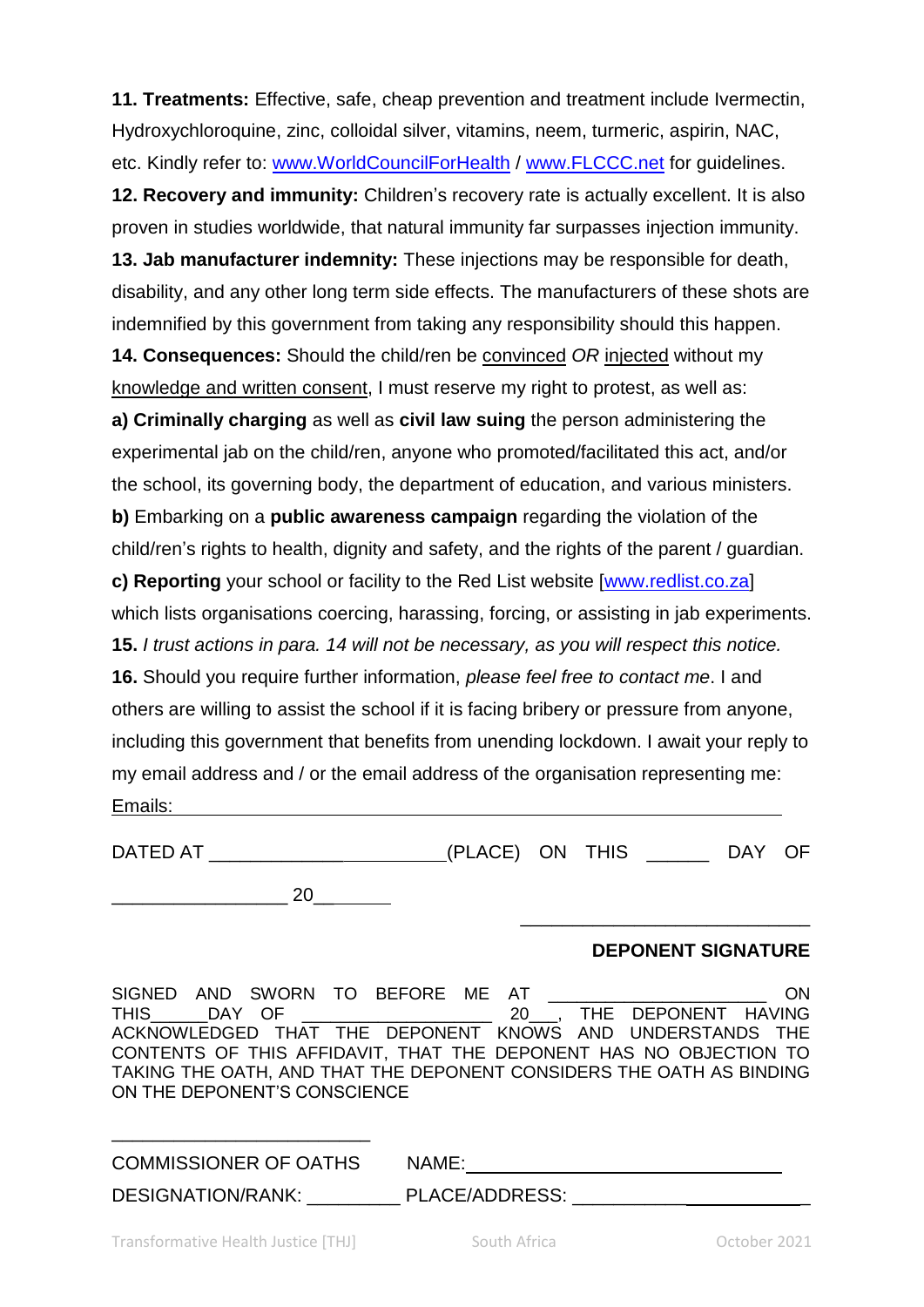**11. Treatments:** Effective, safe, cheap prevention and treatment include Ivermectin, Hydroxychloroquine, zinc, colloidal silver, vitamins, neem, turmeric, aspirin, NAC, etc. Kindly refer to: www.WorldCouncilForHealth / www.FLCCC.net for guidelines.

**12. Recovery and immunity:** Children's recovery rate is actually excellent. It is also proven in studies worldwide, that natural immunity far surpasses injection immunity.

**13. Jab manufacturer indemnity:** These injections may be responsible for death, disability, and any other long term side effects. The manufacturers of these shots are indemnified by this government from taking any responsibility should this happen.

**14. Consequences:** Should the child/ren be convinced *OR* injected without my knowledge and written consent, I must reserve my right to protest, as well as:

**a) Criminally charging** as well as **civil law suing** the person administering the experimental jab on the child/ren, anyone who promoted/facilitated this act, and/or the school, its governing body, the department of education, and various ministers.

**b)** Embarking on a **public awareness campaign** regarding the violation of the child/ren's rights to health, dignity and safety, and the rights of the parent / guardian.

**c) Reporting** your school or facility to the Red List website [www.redlist.co.za] which lists organisations coercing, harassing, forcing, or assisting in jab experiments.

**15.** *I trust actions in para. 14 will not be necessary, as you will respect this notice.*

**16.** Should you require further information, *please feel free to contact me*. I and others are willing to assist the school if it is facing bribery or pressure from anyone, including this government that benefits from unending lockdown. I await your reply to my email address and / or the email address of the organisation representing me:

Emails: ____________________________________________

DATED AT ______________________(PLACE) ON THIS ______ DAY OF _________________ 20_______

_____________________________

**DEPONENT SIGNATURE**

SIGNED AND SWORN TO BEFORE ME AT ______________________ ON THIS______DAY OF ___________________ 20___, THE DEPONENT HAVING ACKNOWLEDGED THAT THE DEPONENT KNOWS AND UNDERSTANDS THE CONTENTS OF THIS AFFIDAVIT, THAT THE DEPONENT HAS NO OBJECTION TO TAKING THE OATH, AND THAT THE DEPONENT CONSIDERS THE OATH AS BINDING ON THE DEPONENT'S CONSCIENCE

__________________________

COMMISSIONER OF OATHS NAME: _______________________________

DESIGNATION/RANK: _________ PLACE/ADDRESS: _______________________